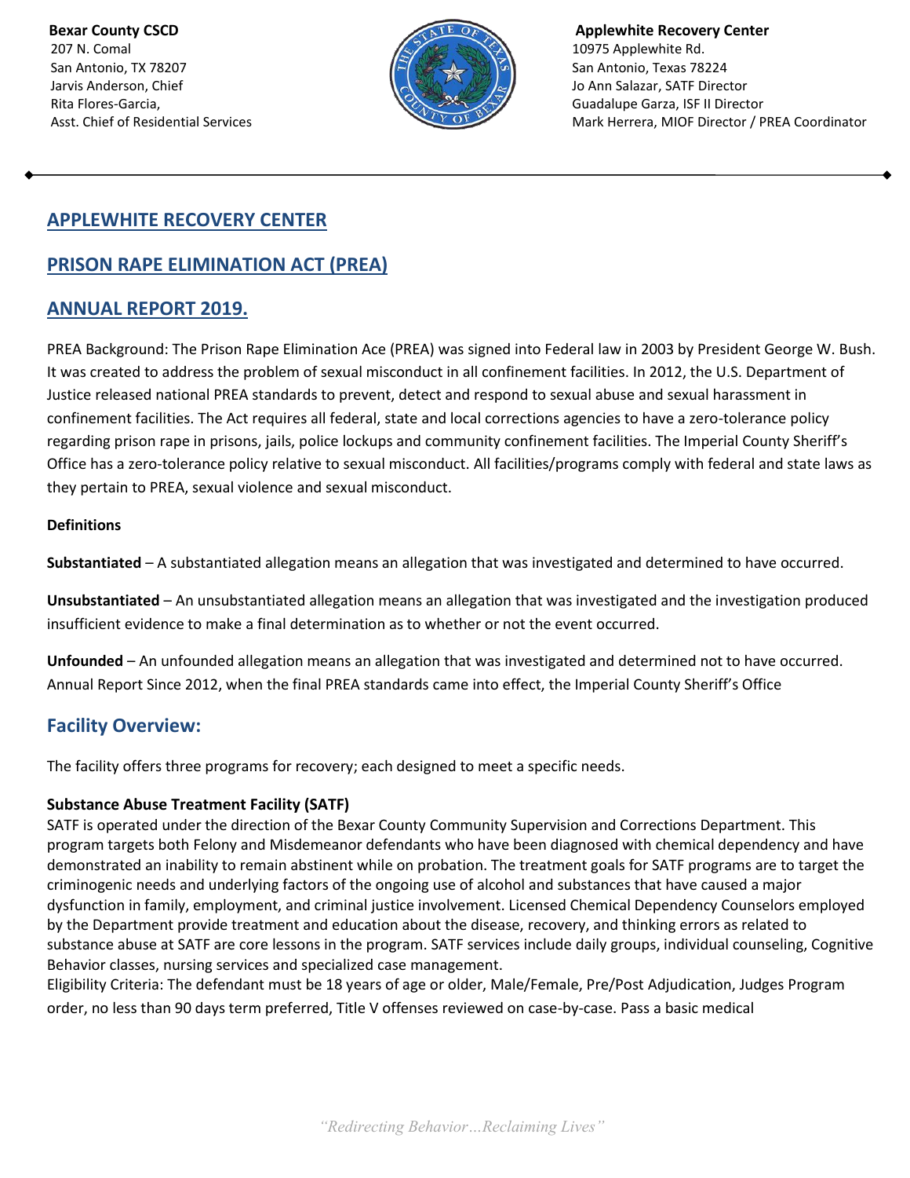**Bexar County CSCD**
207 N. Comal
San Antonio, TX 78207
Jarvis Anderson, Chief
Rita Flores-Garcia,
Asst. Chief of Residential Services

**Applewhite Recovery Center**
10975 Applewhite Rd.
San Antonio, Texas 78224
Jo Ann Salazar, SATF Director
Guadalupe Garza, ISF II Director
Mark Herrera, MIOF Director / PREA Coordinator

---

## APPLEWHITE RECOVERY CENTER

## PRISON RAPE ELIMINATION ACT (PREA)

## ANNUAL REPORT 2019.

PREA Background: The Prison Rape Elimination Ace (PREA) was signed into Federal law in 2003 by President George W. Bush. It was created to address the problem of sexual misconduct in all confinement facilities. In 2012, the U.S. Department of Justice released national PREA standards to prevent, detect and respond to sexual abuse and sexual harassment in confinement facilities. The Act requires all federal, state and local corrections agencies to have a zero-tolerance policy regarding prison rape in prisons, jails, police lockups and community confinement facilities. The Imperial County Sheriff's Office has a zero-tolerance policy relative to sexual misconduct. All facilities/programs comply with federal and state laws as they pertain to PREA, sexual violence and sexual misconduct.

**Definitions**

**Substantiated** – A substantiated allegation means an allegation that was investigated and determined to have occurred.

**Unsubstantiated** – An unsubstantiated allegation means an allegation that was investigated and the investigation produced insufficient evidence to make a final determination as to whether or not the event occurred.

**Unfounded** – An unfounded allegation means an allegation that was investigated and determined not to have occurred. Annual Report Since 2012, when the final PREA standards came into effect, the Imperial County Sheriff's Office

## Facility Overview:

The facility offers three programs for recovery; each designed to meet a specific needs.

**Substance Abuse Treatment Facility (SATF)**
SATF is operated under the direction of the Bexar County Community Supervision and Corrections Department. This program targets both Felony and Misdemeanor defendants who have been diagnosed with chemical dependency and have demonstrated an inability to remain abstinent while on probation. The treatment goals for SATF programs are to target the criminogenic needs and underlying factors of the ongoing use of alcohol and substances that have caused a major dysfunction in family, employment, and criminal justice involvement. Licensed Chemical Dependency Counselors employed by the Department provide treatment and education about the disease, recovery, and thinking errors as related to substance abuse at SATF are core lessons in the program. SATF services include daily groups, individual counseling, Cognitive Behavior classes, nursing services and specialized case management.
Eligibility Criteria: The defendant must be 18 years of age or older, Male/Female, Pre/Post Adjudication, Judges Program order, no less than 90 days term preferred, Title V offenses reviewed on case-by-case. Pass a basic medical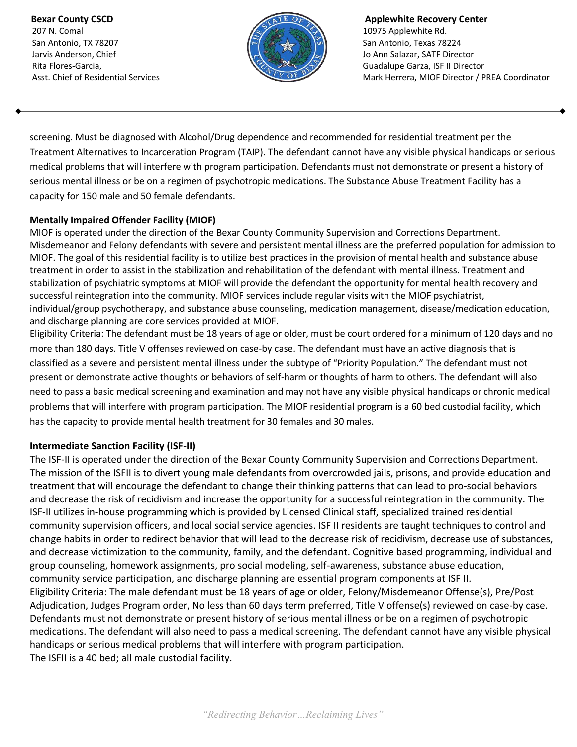screening. Must be diagnosed with Alcohol/Drug dependence and recommended for residential treatment per the Treatment Alternatives to Incarceration Program (TAIP). The defendant cannot have any visible physical handicaps or serious medical problems that will interfere with program participation. Defendants must not demonstrate or present a history of serious mental illness or be on a regimen of psychotropic medications. The Substance Abuse Treatment Facility has a capacity for 150 male and 50 female defendants.

**Mentally Impaired Offender Facility (MIOF)**

MIOF is operated under the direction of the Bexar County Community Supervision and Corrections Department. Misdemeanor and Felony defendants with severe and persistent mental illness are the preferred population for admission to MIOF. The goal of this residential facility is to utilize best practices in the provision of mental health and substance abuse treatment in order to assist in the stabilization and rehabilitation of the defendant with mental illness. Treatment and stabilization of psychiatric symptoms at MIOF will provide the defendant the opportunity for mental health recovery and successful reintegration into the community. MIOF services include regular visits with the MIOF psychiatrist, individual/group psychotherapy, and substance abuse counseling, medication management, disease/medication education, and discharge planning are core services provided at MIOF.

Eligibility Criteria: The defendant must be 18 years of age or older, must be court ordered for a minimum of 120 days and no more than 180 days. Title V offenses reviewed on case-by case. The defendant must have an active diagnosis that is classified as a severe and persistent mental illness under the subtype of "Priority Population." The defendant must not present or demonstrate active thoughts or behaviors of self-harm or thoughts of harm to others. The defendant will also need to pass a basic medical screening and examination and may not have any visible physical handicaps or chronic medical problems that will interfere with program participation. The MIOF residential program is a 60 bed custodial facility, which has the capacity to provide mental health treatment for 30 females and 30 males.

**Intermediate Sanction Facility (ISF-II)**

The ISF-II is operated under the direction of the Bexar County Community Supervision and Corrections Department. The mission of the ISFII is to divert young male defendants from overcrowded jails, prisons, and provide education and treatment that will encourage the defendant to change their thinking patterns that can lead to pro-social behaviors and decrease the risk of recidivism and increase the opportunity for a successful reintegration in the community. The ISF-II utilizes in-house programming which is provided by Licensed Clinical staff, specialized trained residential community supervision officers, and local social service agencies. ISF II residents are taught techniques to control and change habits in order to redirect behavior that will lead to the decrease risk of recidivism, decrease use of substances, and decrease victimization to the community, family, and the defendant. Cognitive based programming, individual and group counseling, homework assignments, pro social modeling, self-awareness, substance abuse education, community service participation, and discharge planning are essential program components at ISF II.

Eligibility Criteria: The male defendant must be 18 years of age or older, Felony/Misdemeanor Offense(s), Pre/Post Adjudication, Judges Program order, No less than 60 days term preferred, Title V offense(s) reviewed on case-by case. Defendants must not demonstrate or present history of serious mental illness or be on a regimen of psychotropic medications. The defendant will also need to pass a medical screening. The defendant cannot have any visible physical handicaps or serious medical problems that will interfere with program participation.

The ISFII is a 40 bed; all male custodial facility.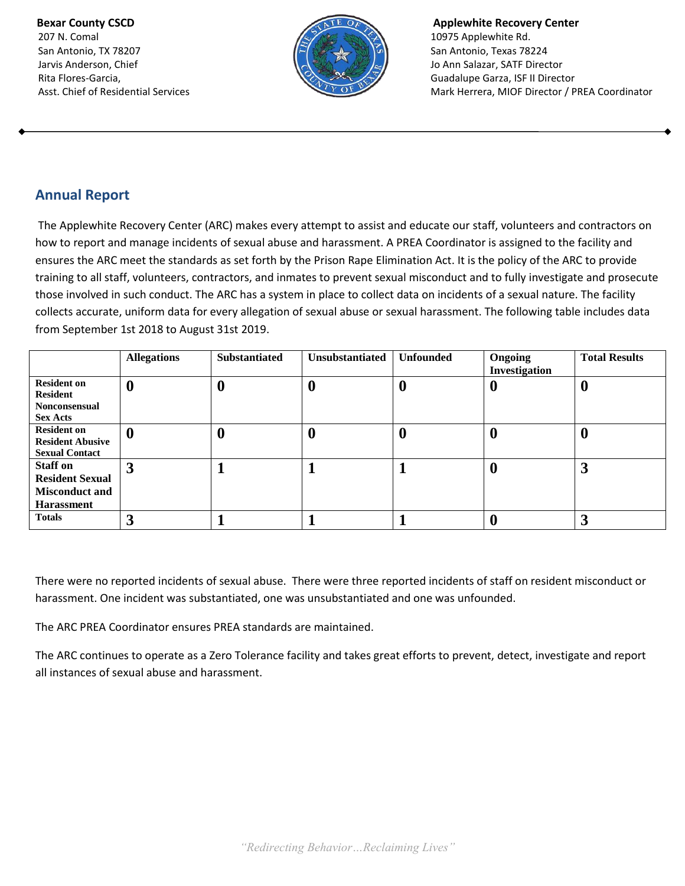**Bexar County CSCD**
207 N. Comal
San Antonio, TX 78207
Jarvis Anderson, Chief
Rita Flores-Garcia,
Asst. Chief of Residential Services

**Applewhite Recovery Center**
10975 Applewhite Rd.
San Antonio, Texas 78224
Jo Ann Salazar, SATF Director
Guadalupe Garza, ISF II Director
Mark Herrera, MIOF Director / PREA Coordinator

## Annual Report

The Applewhite Recovery Center (ARC) makes every attempt to assist and educate our staff, volunteers and contractors on how to report and manage incidents of sexual abuse and harassment. A PREA Coordinator is assigned to the facility and ensures the ARC meet the standards as set forth by the Prison Rape Elimination Act. It is the policy of the ARC to provide training to all staff, volunteers, contractors, and inmates to prevent sexual misconduct and to fully investigate and prosecute those involved in such conduct. The ARC has a system in place to collect data on incidents of a sexual nature. The facility collects accurate, uniform data for every allegation of sexual abuse or sexual harassment. The following table includes data from September 1st 2018 to August 31st 2019.

| | Allegations | Substantiated | Unsubstantiated | Unfounded | Ongoing Investigation | Total Results |
|---|---|---|---|---|---|---|
| **Resident on Resident Nonconsensual Sex Acts** | **0** | **0** | **0** | **0** | **0** | **0** |
| **Resident on Resident Abusive Sexual Contact** | **0** | **0** | **0** | **0** | **0** | **0** |
| **Staff on Resident Sexual Misconduct and Harassment** | **3** | **1** | **1** | **1** | **0** | **3** |
| **Totals** | **3** | **1** | **1** | **1** | **0** | **3** |

There were no reported incidents of sexual abuse. There were three reported incidents of staff on resident misconduct or harassment. One incident was substantiated, one was unsubstantiated and one was unfounded.

The ARC PREA Coordinator ensures PREA standards are maintained.

The ARC continues to operate as a Zero Tolerance facility and takes great efforts to prevent, detect, investigate and report all instances of sexual abuse and harassment.

*"Redirecting Behavior…Reclaiming Lives"*